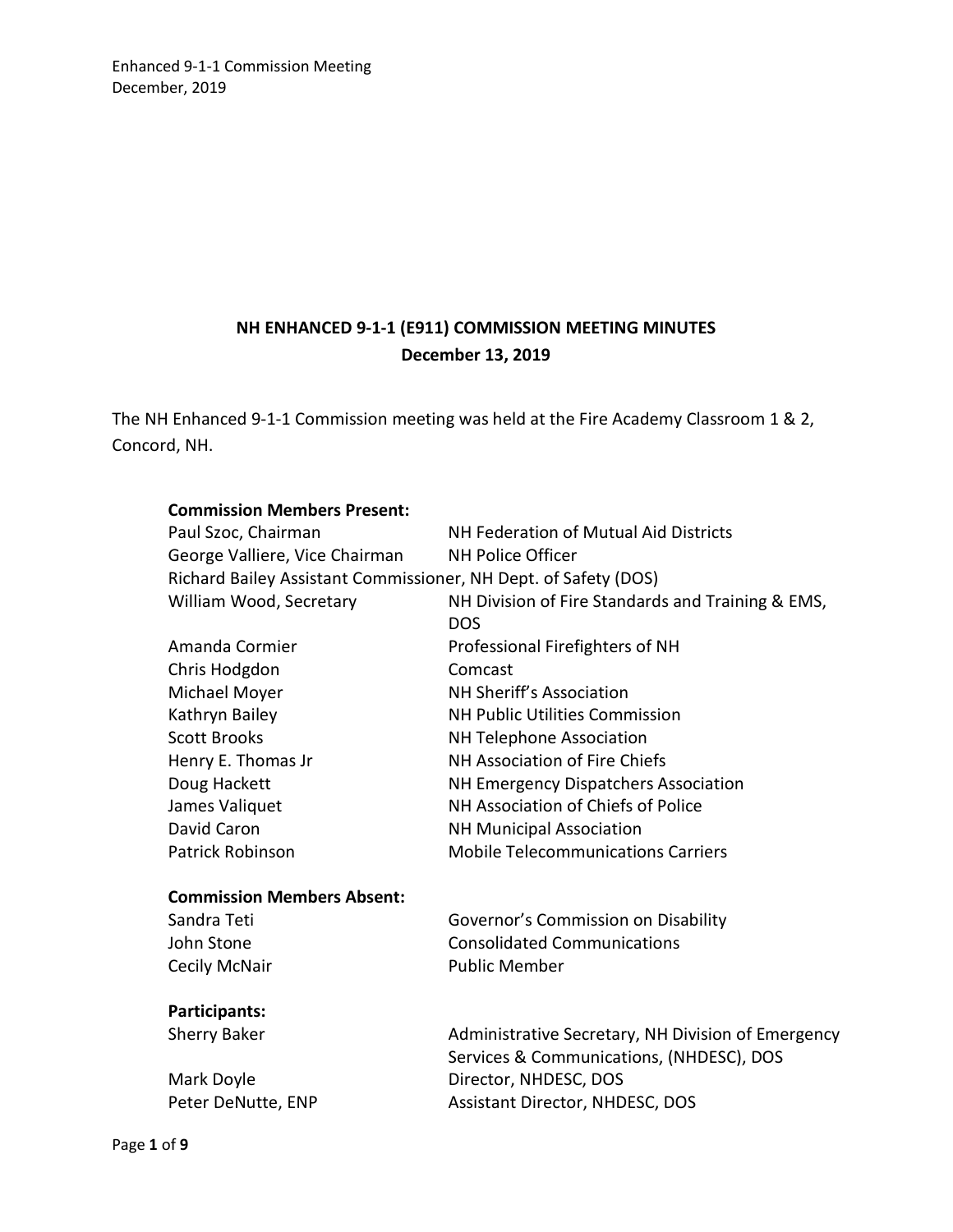# NH ENHANCED 9-1-1 (E911) COMMISSION MEETING MINUTES
## December 13, 2019

The NH Enhanced 9-1-1 Commission meeting was held at the Fire Academy Classroom 1 & 2, Concord, NH.

**Commission Members Present:**

| | |
|---|---|
| Paul Szoc, Chairman | NH Federation of Mutual Aid Districts |
| George Valliere, Vice Chairman | NH Police Officer |
| Richard Bailey Assistant Commissioner, NH Dept. of Safety (DOS) | |
| William Wood, Secretary | NH Division of Fire Standards and Training & EMS, DOS |
| Amanda Cormier | Professional Firefighters of NH |
| Chris Hodgdon | Comcast |
| Michael Moyer | NH Sheriff's Association |
| Kathryn Bailey | NH Public Utilities Commission |
| Scott Brooks | NH Telephone Association |
| Henry E. Thomas Jr | NH Association of Fire Chiefs |
| Doug Hackett | NH Emergency Dispatchers Association |
| James Valiquet | NH Association of Chiefs of Police |
| David Caron | NH Municipal Association |
| Patrick Robinson | Mobile Telecommunications Carriers |

**Commission Members Absent:**

| | |
|---|---|
| Sandra Teti | Governor's Commission on Disability |
| John Stone | Consolidated Communications |
| Cecily McNair | Public Member |

**Participants:**

| | |
|---|---|
| Sherry Baker | Administrative Secretary, NH Division of Emergency Services & Communications, (NHDESC), DOS |
| Mark Doyle | Director, NHDESC, DOS |
| Peter DeNutte, ENP | Assistant Director, NHDESC, DOS |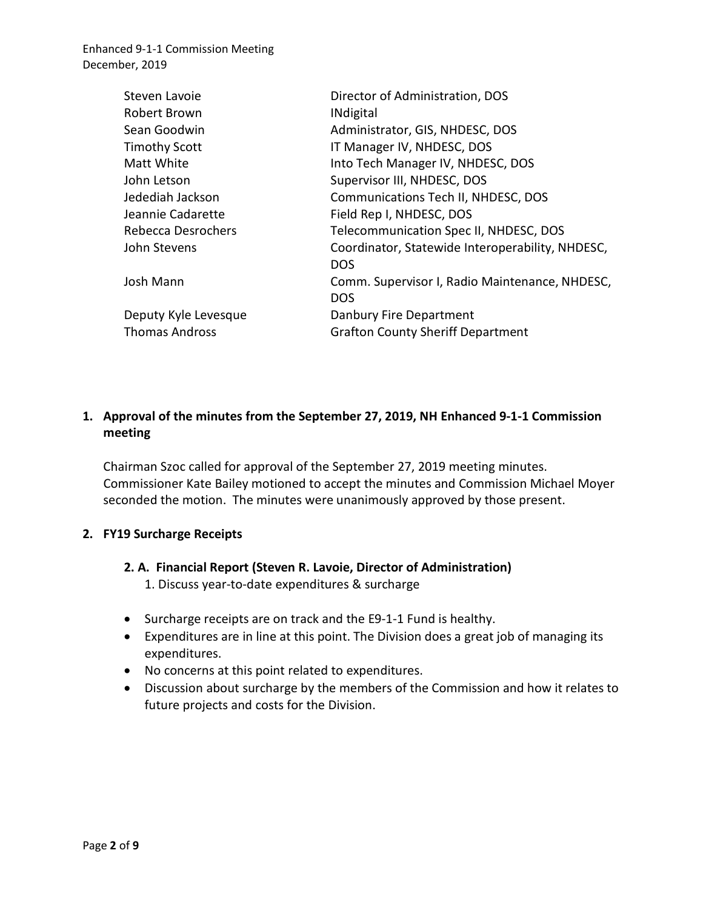| | |
|---|---|
| Steven Lavoie | Director of Administration, DOS |
| Robert Brown | INdigital |
| Sean Goodwin | Administrator, GIS, NHDESC, DOS |
| Timothy Scott | IT Manager IV, NHDESC, DOS |
| Matt White | Into Tech Manager IV, NHDESC, DOS |
| John Letson | Supervisor III, NHDESC, DOS |
| Jedediah Jackson | Communications Tech II, NHDESC, DOS |
| Jeannie Cadarette | Field Rep I, NHDESC, DOS |
| Rebecca Desrochers | Telecommunication Spec II, NHDESC, DOS |
| John Stevens | Coordinator, Statewide Interoperability, NHDESC, DOS |
| Josh Mann | Comm. Supervisor I, Radio Maintenance, NHDESC, DOS |
| Deputy Kyle Levesque | Danbury Fire Department |
| Thomas Andross | Grafton County Sheriff Department |

## 1. Approval of the minutes from the September 27, 2019, NH Enhanced 9-1-1 Commission meeting

Chairman Szoc called for approval of the September 27, 2019 meeting minutes. Commissioner Kate Bailey motioned to accept the minutes and Commission Michael Moyer seconded the motion. The minutes were unanimously approved by those present.

## 2. FY19 Surcharge Receipts

### 2. A. Financial Report (Steven R. Lavoie, Director of Administration)

1. Discuss year-to-date expenditures & surcharge

- Surcharge receipts are on track and the E9-1-1 Fund is healthy.
- Expenditures are in line at this point. The Division does a great job of managing its expenditures.
- No concerns at this point related to expenditures.
- Discussion about surcharge by the members of the Commission and how it relates to future projects and costs for the Division.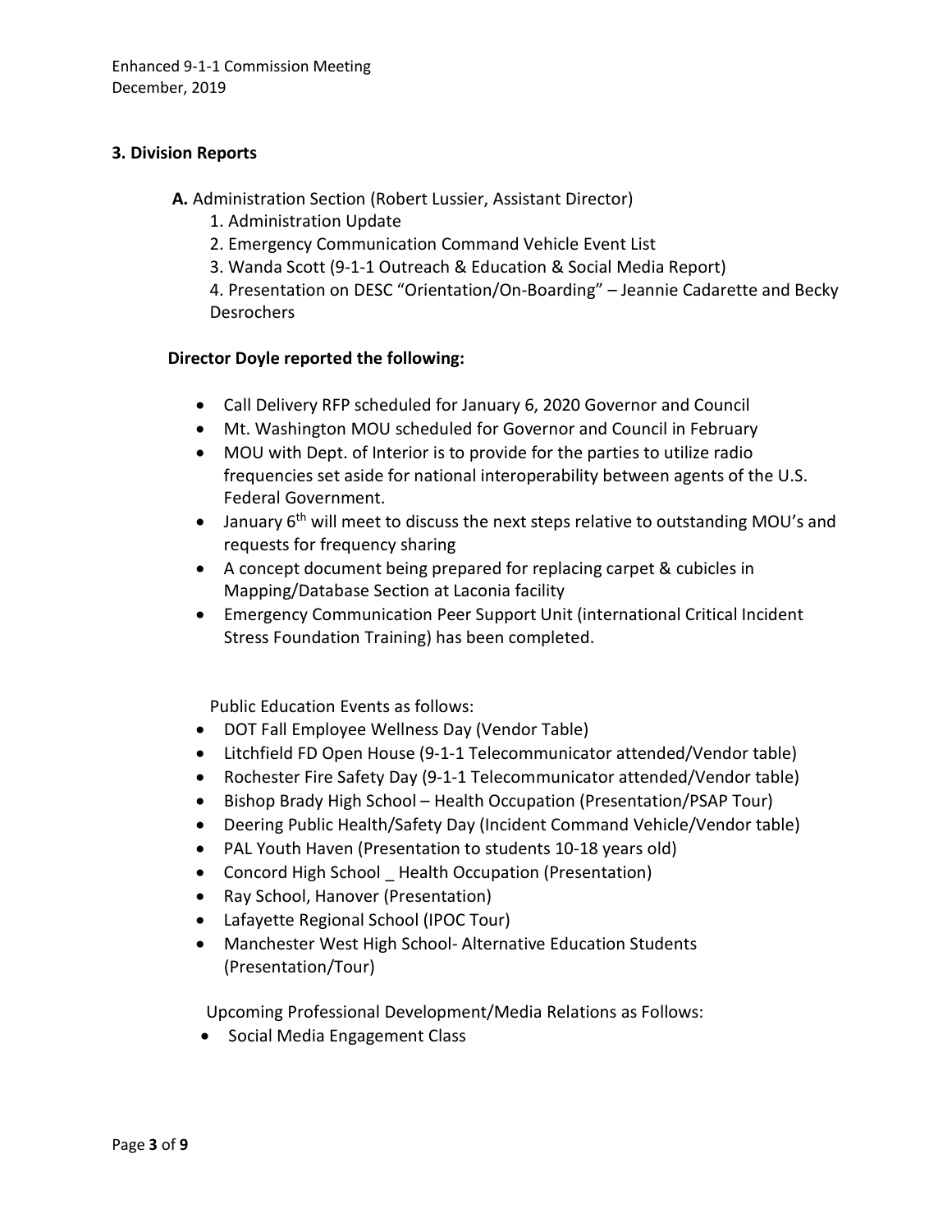### 3. Division Reports

**A.** Administration Section (Robert Lussier, Assistant Director)

1. Administration Update
2. Emergency Communication Command Vehicle Event List
3. Wanda Scott (9-1-1 Outreach & Education & Social Media Report)
4. Presentation on DESC "Orientation/On-Boarding" – Jeannie Cadarette and Becky Desrochers

**Director Doyle reported the following:**

- Call Delivery RFP scheduled for January 6, 2020 Governor and Council
- Mt. Washington MOU scheduled for Governor and Council in February
- MOU with Dept. of Interior is to provide for the parties to utilize radio frequencies set aside for national interoperability between agents of the U.S. Federal Government.
- January 6th will meet to discuss the next steps relative to outstanding MOU's and requests for frequency sharing
- A concept document being prepared for replacing carpet & cubicles in Mapping/Database Section at Laconia facility
- Emergency Communication Peer Support Unit (international Critical Incident Stress Foundation Training) has been completed.

Public Education Events as follows:

- DOT Fall Employee Wellness Day (Vendor Table)
- Litchfield FD Open House (9-1-1 Telecommunicator attended/Vendor table)
- Rochester Fire Safety Day (9-1-1 Telecommunicator attended/Vendor table)
- Bishop Brady High School – Health Occupation (Presentation/PSAP Tour)
- Deering Public Health/Safety Day (Incident Command Vehicle/Vendor table)
- PAL Youth Haven (Presentation to students 10-18 years old)
- Concord High School _ Health Occupation (Presentation)
- Ray School, Hanover (Presentation)
- Lafayette Regional School (IPOC Tour)
- Manchester West High School- Alternative Education Students (Presentation/Tour)

Upcoming Professional Development/Media Relations as Follows:

- Social Media Engagement Class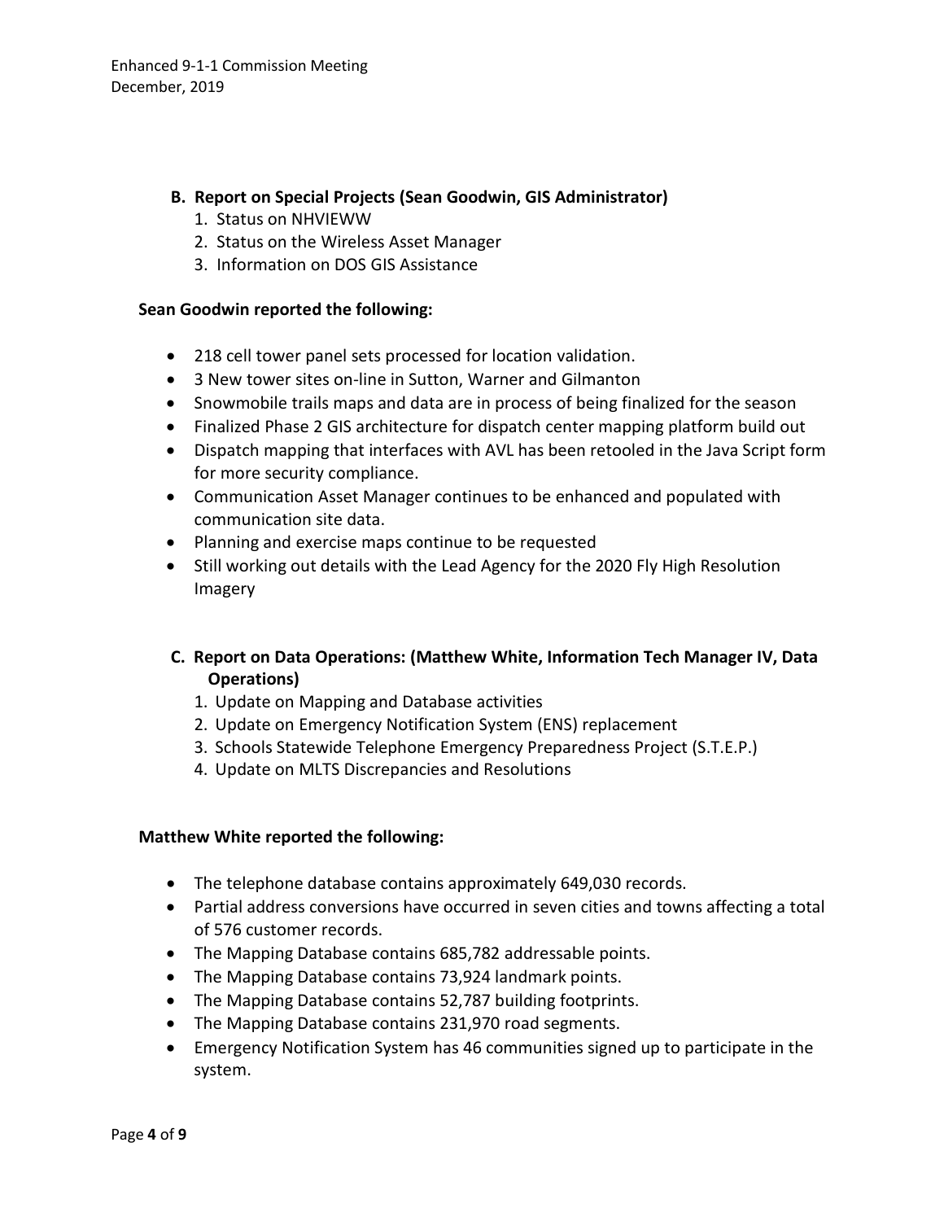**B. Report on Special Projects (Sean Goodwin, GIS Administrator)**

1. Status on NHVIEWW
2. Status on the Wireless Asset Manager
3. Information on DOS GIS Assistance

**Sean Goodwin reported the following:**

- 218 cell tower panel sets processed for location validation.
- 3 New tower sites on-line in Sutton, Warner and Gilmanton
- Snowmobile trails maps and data are in process of being finalized for the season
- Finalized Phase 2 GIS architecture for dispatch center mapping platform build out
- Dispatch mapping that interfaces with AVL has been retooled in the Java Script form for more security compliance.
- Communication Asset Manager continues to be enhanced and populated with communication site data.
- Planning and exercise maps continue to be requested
- Still working out details with the Lead Agency for the 2020 Fly High Resolution Imagery

**C. Report on Data Operations: (Matthew White, Information Tech Manager IV, Data Operations)**

1. Update on Mapping and Database activities
2. Update on Emergency Notification System (ENS) replacement
3. Schools Statewide Telephone Emergency Preparedness Project (S.T.E.P.)
4. Update on MLTS Discrepancies and Resolutions

**Matthew White reported the following:**

- The telephone database contains approximately 649,030 records.
- Partial address conversions have occurred in seven cities and towns affecting a total of 576 customer records.
- The Mapping Database contains 685,782 addressable points.
- The Mapping Database contains 73,924 landmark points.
- The Mapping Database contains 52,787 building footprints.
- The Mapping Database contains 231,970 road segments.
- Emergency Notification System has 46 communities signed up to participate in the system.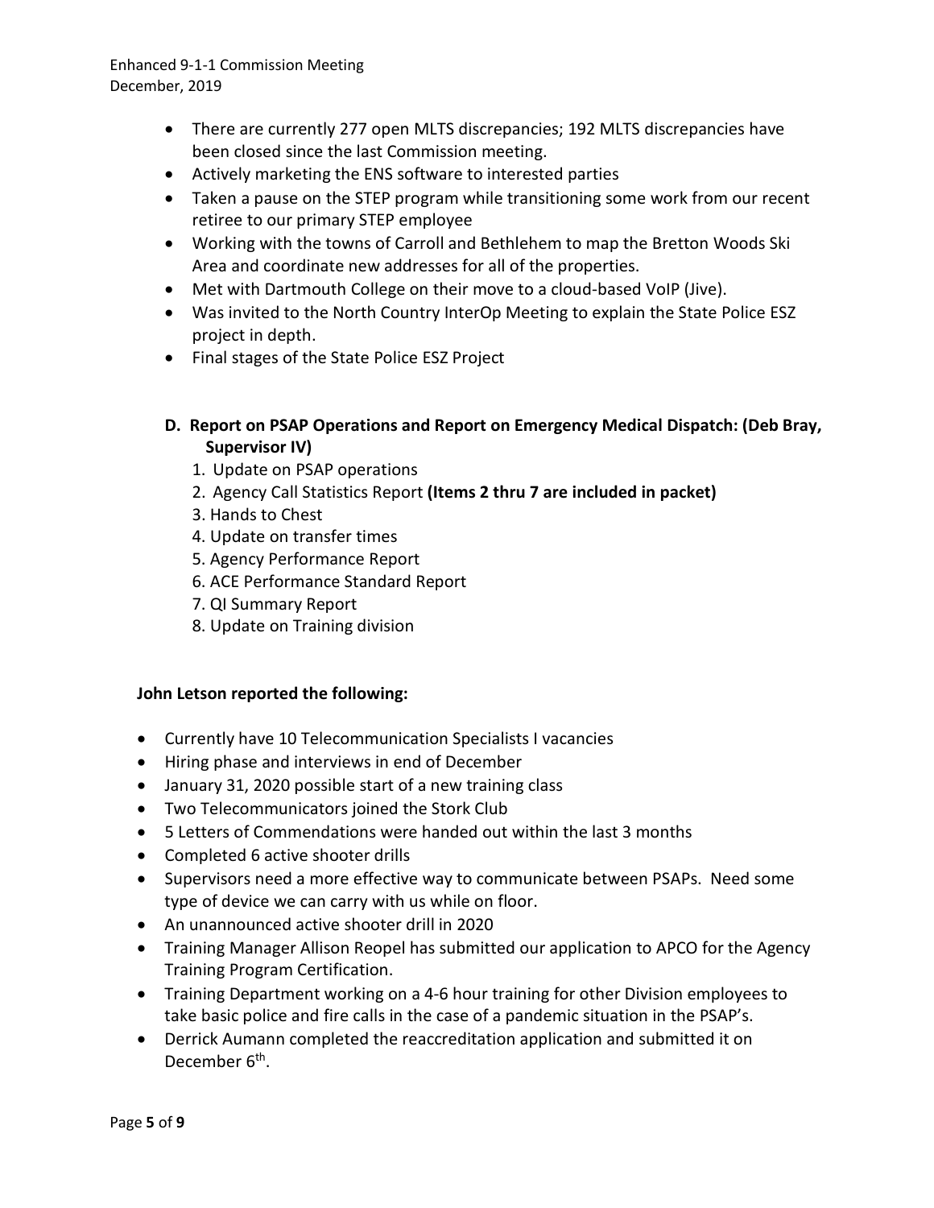- There are currently 277 open MLTS discrepancies; 192 MLTS discrepancies have been closed since the last Commission meeting.
- Actively marketing the ENS software to interested parties
- Taken a pause on the STEP program while transitioning some work from our recent retiree to our primary STEP employee
- Working with the towns of Carroll and Bethlehem to map the Bretton Woods Ski Area and coordinate new addresses for all of the properties.
- Met with Dartmouth College on their move to a cloud-based VoIP (Jive).
- Was invited to the North Country InterOp Meeting to explain the State Police ESZ project in depth.
- Final stages of the State Police ESZ Project

**D. Report on PSAP Operations and Report on Emergency Medical Dispatch: (Deb Bray, Supervisor IV)**

1. Update on PSAP operations
2. Agency Call Statistics Report **(Items 2 thru 7 are included in packet)**
3. Hands to Chest
4. Update on transfer times
5. Agency Performance Report
6. ACE Performance Standard Report
7. QI Summary Report
8. Update on Training division

**John Letson reported the following:**

- Currently have 10 Telecommunication Specialists I vacancies
- Hiring phase and interviews in end of December
- January 31, 2020 possible start of a new training class
- Two Telecommunicators joined the Stork Club
- 5 Letters of Commendations were handed out within the last 3 months
- Completed 6 active shooter drills
- Supervisors need a more effective way to communicate between PSAPs. Need some type of device we can carry with us while on floor.
- An unannounced active shooter drill in 2020
- Training Manager Allison Reopel has submitted our application to APCO for the Agency Training Program Certification.
- Training Department working on a 4-6 hour training for other Division employees to take basic police and fire calls in the case of a pandemic situation in the PSAP's.
- Derrick Aumann completed the reaccreditation application and submitted it on December 6th.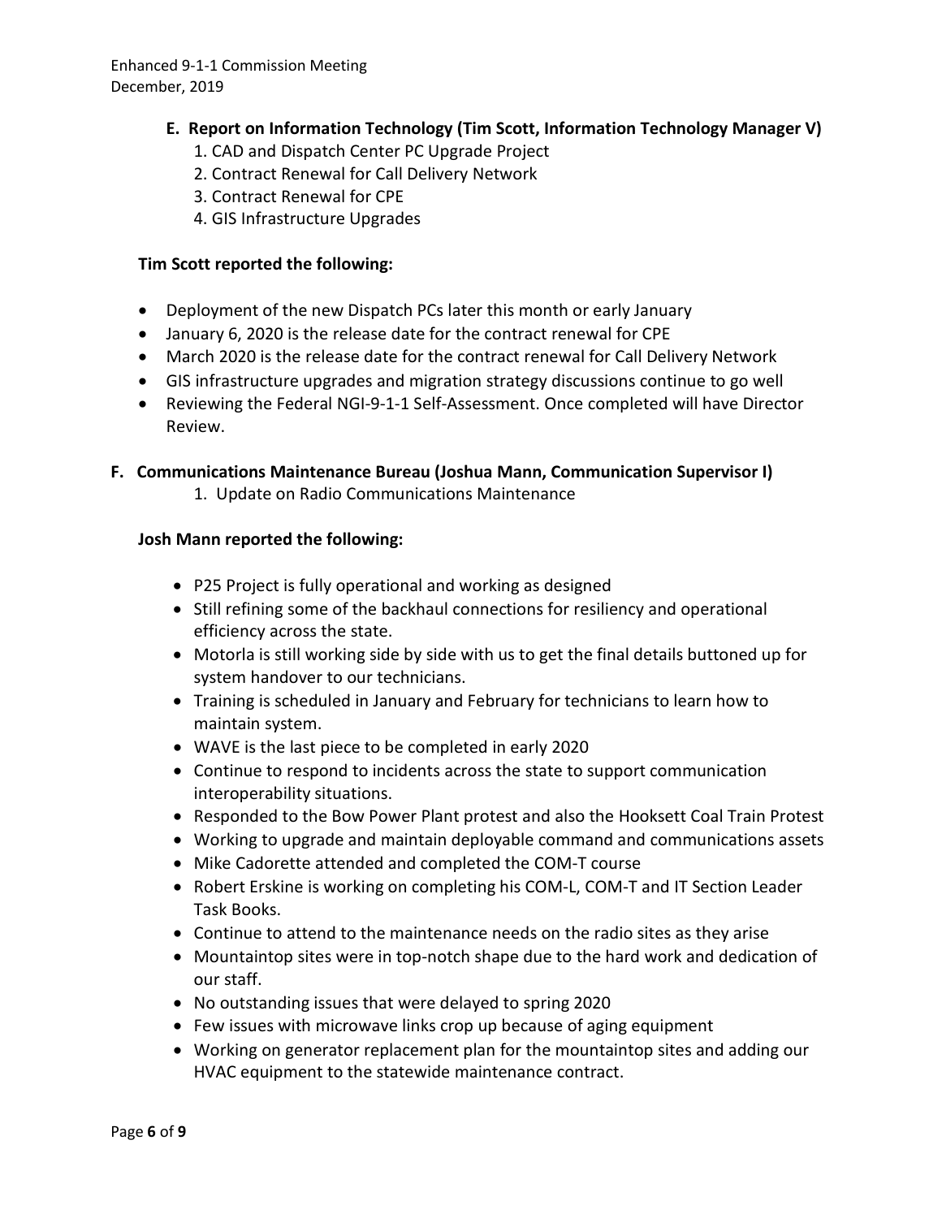**E. Report on Information Technology (Tim Scott, Information Technology Manager V)**

1. CAD and Dispatch Center PC Upgrade Project
2. Contract Renewal for Call Delivery Network
3. Contract Renewal for CPE
4. GIS Infrastructure Upgrades

**Tim Scott reported the following:**

- Deployment of the new Dispatch PCs later this month or early January
- January 6, 2020 is the release date for the contract renewal for CPE
- March 2020 is the release date for the contract renewal for Call Delivery Network
- GIS infrastructure upgrades and migration strategy discussions continue to go well
- Reviewing the Federal NGI-9-1-1 Self-Assessment. Once completed will have Director Review.

**F. Communications Maintenance Bureau (Joshua Mann, Communication Supervisor I)**

1. Update on Radio Communications Maintenance

**Josh Mann reported the following:**

- P25 Project is fully operational and working as designed
- Still refining some of the backhaul connections for resiliency and operational efficiency across the state.
- Motorla is still working side by side with us to get the final details buttoned up for system handover to our technicians.
- Training is scheduled in January and February for technicians to learn how to maintain system.
- WAVE is the last piece to be completed in early 2020
- Continue to respond to incidents across the state to support communication interoperability situations.
- Responded to the Bow Power Plant protest and also the Hooksett Coal Train Protest
- Working to upgrade and maintain deployable command and communications assets
- Mike Cadorette attended and completed the COM-T course
- Robert Erskine is working on completing his COM-L, COM-T and IT Section Leader Task Books.
- Continue to attend to the maintenance needs on the radio sites as they arise
- Mountaintop sites were in top-notch shape due to the hard work and dedication of our staff.
- No outstanding issues that were delayed to spring 2020
- Few issues with microwave links crop up because of aging equipment
- Working on generator replacement plan for the mountaintop sites and adding our HVAC equipment to the statewide maintenance contract.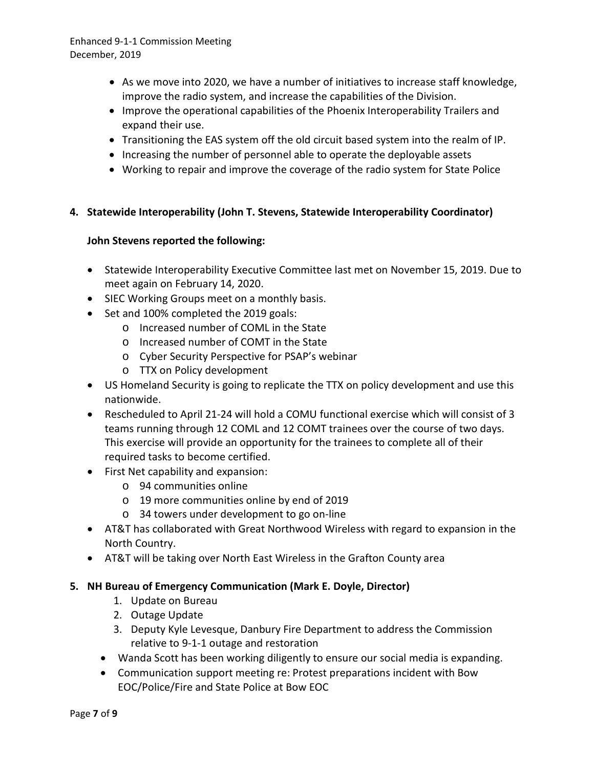- As we move into 2020, we have a number of initiatives to increase staff knowledge, improve the radio system, and increase the capabilities of the Division.
- Improve the operational capabilities of the Phoenix Interoperability Trailers and expand their use.
- Transitioning the EAS system off the old circuit based system into the realm of IP.
- Increasing the number of personnel able to operate the deployable assets
- Working to repair and improve the coverage of the radio system for State Police

**4. Statewide Interoperability (John T. Stevens, Statewide Interoperability Coordinator)**

**John Stevens reported the following:**

- Statewide Interoperability Executive Committee last met on November 15, 2019. Due to meet again on February 14, 2020.
- SIEC Working Groups meet on a monthly basis.
- Set and 100% completed the 2019 goals:
  - Increased number of COML in the State
  - Increased number of COMT in the State
  - Cyber Security Perspective for PSAP's webinar
  - TTX on Policy development
- US Homeland Security is going to replicate the TTX on policy development and use this nationwide.
- Rescheduled to April 21-24 will hold a COMU functional exercise which will consist of 3 teams running through 12 COML and 12 COMT trainees over the course of two days. This exercise will provide an opportunity for the trainees to complete all of their required tasks to become certified.
- First Net capability and expansion:
  - 94 communities online
  - 19 more communities online by end of 2019
  - 34 towers under development to go on-line
- AT&T has collaborated with Great Northwood Wireless with regard to expansion in the North Country.
- AT&T will be taking over North East Wireless in the Grafton County area

**5. NH Bureau of Emergency Communication (Mark E. Doyle, Director)**

1. Update on Bureau
2. Outage Update
3. Deputy Kyle Levesque, Danbury Fire Department to address the Commission relative to 9-1-1 outage and restoration

- Wanda Scott has been working diligently to ensure our social media is expanding.
- Communication support meeting re: Protest preparations incident with Bow EOC/Police/Fire and State Police at Bow EOC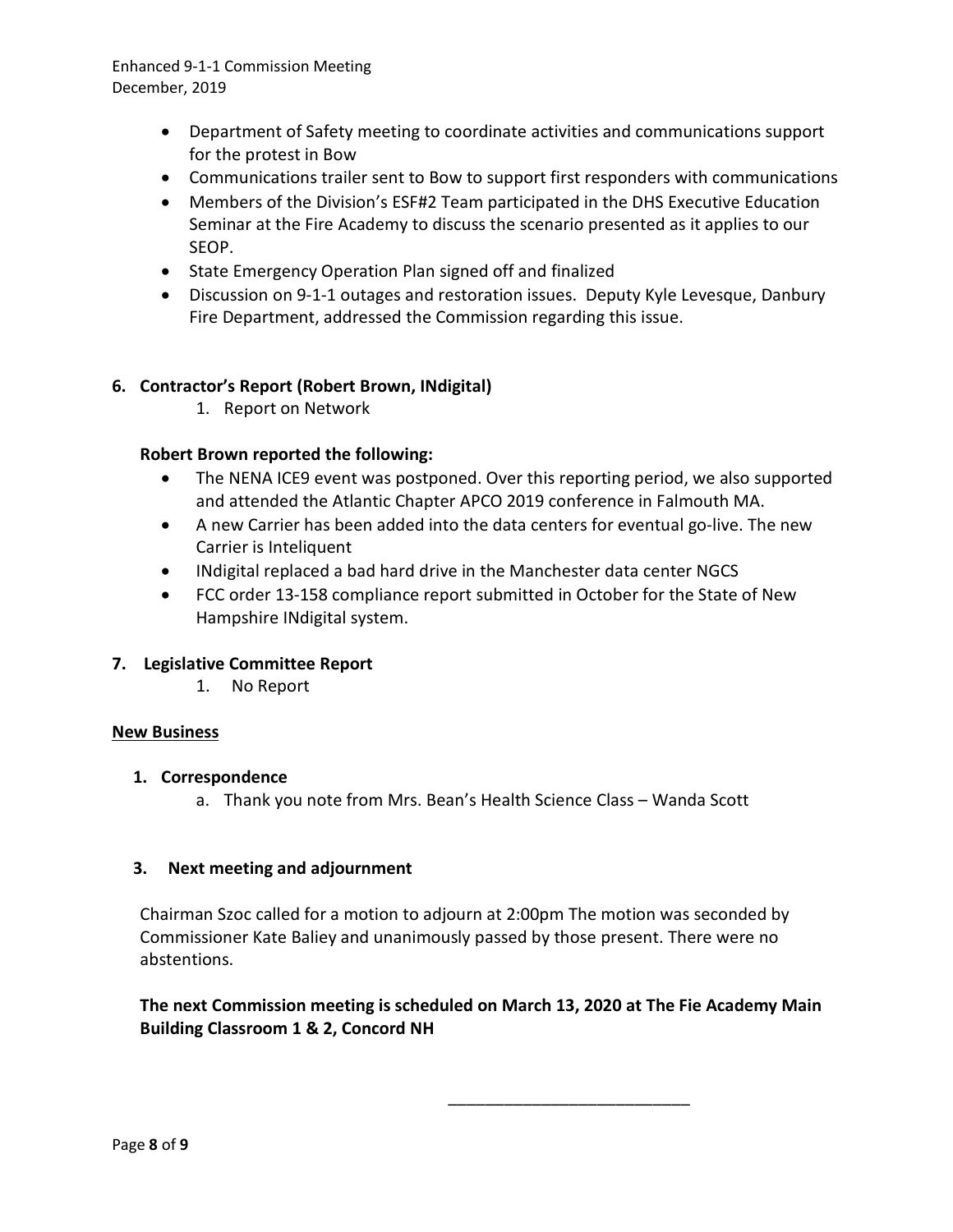- Department of Safety meeting to coordinate activities and communications support for the protest in Bow
- Communications trailer sent to Bow to support first responders with communications
- Members of the Division's ESF#2 Team participated in the DHS Executive Education Seminar at the Fire Academy to discuss the scenario presented as it applies to our SEOP.
- State Emergency Operation Plan signed off and finalized
- Discussion on 9-1-1 outages and restoration issues. Deputy Kyle Levesque, Danbury Fire Department, addressed the Commission regarding this issue.

**6. Contractor's Report (Robert Brown, INdigital)**

1. Report on Network

**Robert Brown reported the following:**

- The NENA ICE9 event was postponed. Over this reporting period, we also supported and attended the Atlantic Chapter APCO 2019 conference in Falmouth MA.
- A new Carrier has been added into the data centers for eventual go-live. The new Carrier is Inteliquent
- INdigital replaced a bad hard drive in the Manchester data center NGCS
- FCC order 13-158 compliance report submitted in October for the State of New Hampshire INdigital system.

**7. Legislative Committee Report**

1. No Report

**<u>New Business</u>**

**1. Correspondence**

a. Thank you note from Mrs. Bean's Health Science Class – Wanda Scott

**3. Next meeting and adjournment**

Chairman Szoc called for a motion to adjourn at 2:00pm The motion was seconded by Commissioner Kate Baliey and unanimously passed by those present. There were no abstentions.

**The next Commission meeting is scheduled on March 13, 2020 at The Fie Academy Main Building Classroom 1 & 2, Concord NH**

\_\_\_\_\_\_\_\_\_\_\_\_\_\_\_\_\_\_\_\_\_\_\_\_\_\_\_\_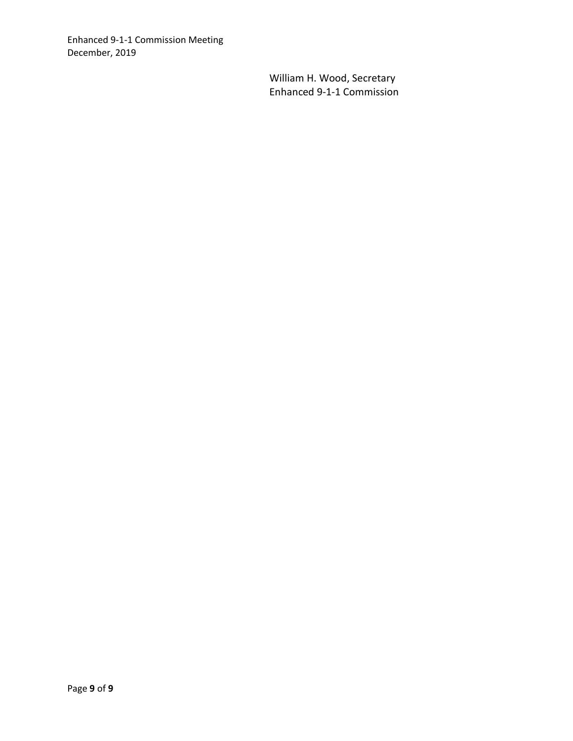William H. Wood, Secretary
Enhanced 9-1-1 Commission